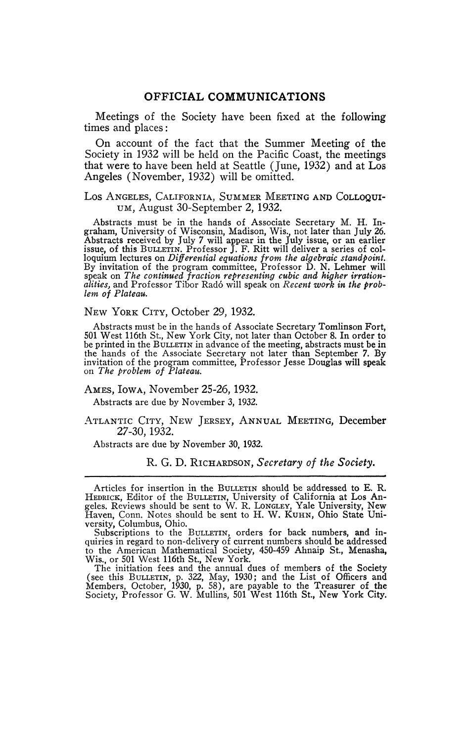## OFFICIAL COMMUNICATIONS

Meetings of the Society have been fixed at the following times and places:

On account of the fact that the Summer Meeting of the Society in 1932 will be held on the Pacific Coast, the meetings that were to have been held at Seattle (June, 1932) and at Los Angeles (November, 1932) will be omitted.

LOS ANGELES, CALIFORNIA, SUMMER MEETING AND COLLOQUIUM, August 30-September 2, 1932.

Abstracts must be in the hands of Associate Secretary M. H. Ingraham, University of Wisconsin, Madison, Wis., not later than July 26. Abstracts received by July 7 will appear in the July issue, or an earlier issue, of this BULLETIN. Professor J. F. Ritt will deliver a series of colloquium lectures on *Differential equations from the algebraic standpoint.* By invitation of the program committee, Professor D. N. Lehmer will speak on *The continued fraction representing cubic and higher irrationalities,* and Professor Tibor Radó will speak on *Recent work in the problem of Plateau.*

NEW YORK CITY, October 29, 1932.

Abstracts must be in the hands of Associate Secretary Tomlinson Fort, 501 West 116th St., New York City, not later than October 8. In order to be printed in the BULLETIN in advance of the meeting, abstracts must be in the hands of the Associate Secretary not later than September 7. By invitation of the program committee, Professor Jesse Douglas will speak on *The problem of Plateau.*

AMES, IOWA, November 25-26, 1932.

Abstracts are due by November 3, 1932.

ATLANTIC CITY, NEW JERSEY, ANNUAL MEETING, December 27-30, 1932.

Abstracts are due by November 30, 1932.

R. G. D. RICHARDSON, *Secretary of the Society.*

---

Articles for insertion in the BULLETIN should be addressed to E. R. HEDRICK, Editor of the BULLETIN, University of California at Los Angeles. Reviews should be sent to W. R. LONGLEY, Yale University, New Haven, Conn. Notes should be sent to H. W. KUHN, Ohio State University, Columbus, Ohio.

Subscriptions to the BULLETIN, orders for back numbers, and inquiries in regard to non-delivery of current numbers should be addressed to the American Mathematical Society, 450-459 Ahnaip St., Menasha, Wis., or 501 West 116th St., New York.

The initiation fees and the annual dues of members of the Society (see this BULLETIN, p. 322, May, 1930; and the List of Officers and Members, October, 1930, p. 58), are payable to the Treasurer of the Society, Professor G. W. Mullins, 501 West 116th St., New York City.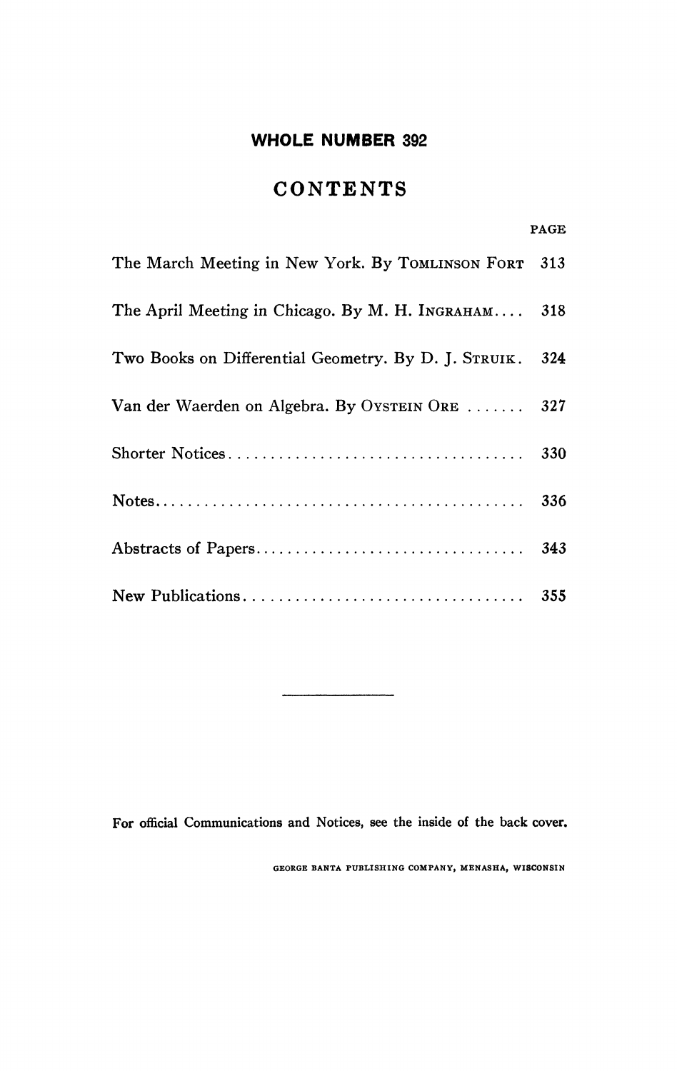**WHOLE NUMBER 392**

# CONTENTS

| | PAGE |
| --- | --- |
| The March Meeting in New York. By TOMLINSON FORT | 313 |
| The April Meeting in Chicago. By M. H. INGRAHAM.... | 318 |
| Two Books on Differential Geometry. By D. J. STRUIK. | 324 |
| Van der Waerden on Algebra. By OYSTEIN ORE ....... | 327 |
| Shorter Notices.................................... | 330 |
| Notes.............................................. | 336 |
| Abstracts of Papers................................. | 343 |
| New Publications.................................. | 355 |

---

For official Communications and Notices, see the inside of the back cover.

GEORGE BANTA PUBLISHING COMPANY, MENASHA, WISCONSIN